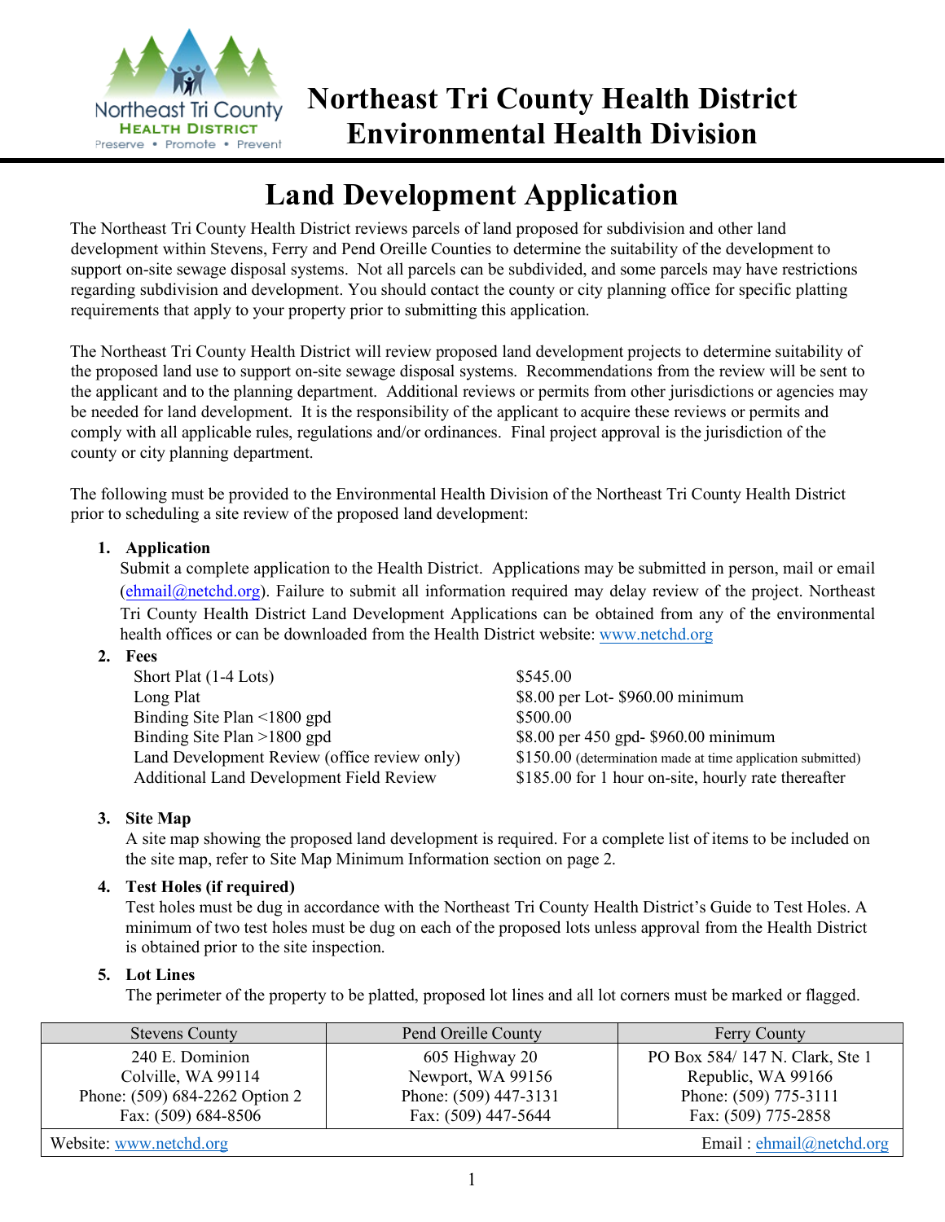# Northeast Tri County Health District
# Environmental Health Division

## Land Development Application

The Northeast Tri County Health District reviews parcels of land proposed for subdivision and other land development within Stevens, Ferry and Pend Oreille Counties to determine the suitability of the development to support on-site sewage disposal systems. Not all parcels can be subdivided, and some parcels may have restrictions regarding subdivision and development. You should contact the county or city planning office for specific platting requirements that apply to your property prior to submitting this application.

The Northeast Tri County Health District will review proposed land development projects to determine suitability of the proposed land use to support on-site sewage disposal systems. Recommendations from the review will be sent to the applicant and to the planning department. Additional reviews or permits from other jurisdictions or agencies may be needed for land development. It is the responsibility of the applicant to acquire these reviews or permits and comply with all applicable rules, regulations and/or ordinances. Final project approval is the jurisdiction of the county or city planning department.

The following must be provided to the Environmental Health Division of the Northeast Tri County Health District prior to scheduling a site review of the proposed land development:

1. **Application**
   Submit a complete application to the Health District. Applications may be submitted in person, mail or email (ehmail@netchd.org). Failure to submit all information required may delay review of the project. Northeast Tri County Health District Land Development Applications can be obtained from any of the environmental health offices or can be downloaded from the Health District website: www.netchd.org

2. **Fees**

| | |
|---|---|
| Short Plat (1-4 Lots) | $545.00 |
| Long Plat | $8.00 per Lot- $960.00 minimum |
| Binding Site Plan <1800 gpd | $500.00 |
| Binding Site Plan >1800 gpd | $8.00 per 450 gpd- $960.00 minimum |
| Land Development Review (office review only) | $150.00 (determination made at time application submitted) |
| Additional Land Development Field Review | $185.00 for 1 hour on-site, hourly rate thereafter |

3. **Site Map**
   A site map showing the proposed land development is required. For a complete list of items to be included on the site map, refer to Site Map Minimum Information section on page 2.

4. **Test Holes (if required)**
   Test holes must be dug in accordance with the Northeast Tri County Health District's Guide to Test Holes. A minimum of two test holes must be dug on each of the proposed lots unless approval from the Health District is obtained prior to the site inspection.

5. **Lot Lines**
   The perimeter of the property to be platted, proposed lot lines and all lot corners must be marked or flagged.

| Stevens County | Pend Oreille County | Ferry County |
|---|---|---|
| 240 E. Dominion<br>Colville, WA 99114<br>Phone: (509) 684-2262 Option 2<br>Fax: (509) 684-8506 | 605 Highway 20<br>Newport, WA 99156<br>Phone: (509) 447-3131<br>Fax: (509) 447-5644 | PO Box 584/ 147 N. Clark, Ste 1<br>Republic, WA 99166<br>Phone: (509) 775-3111<br>Fax: (509) 775-2858 |
| Website: www.netchd.org | | Email : ehmail@netchd.org |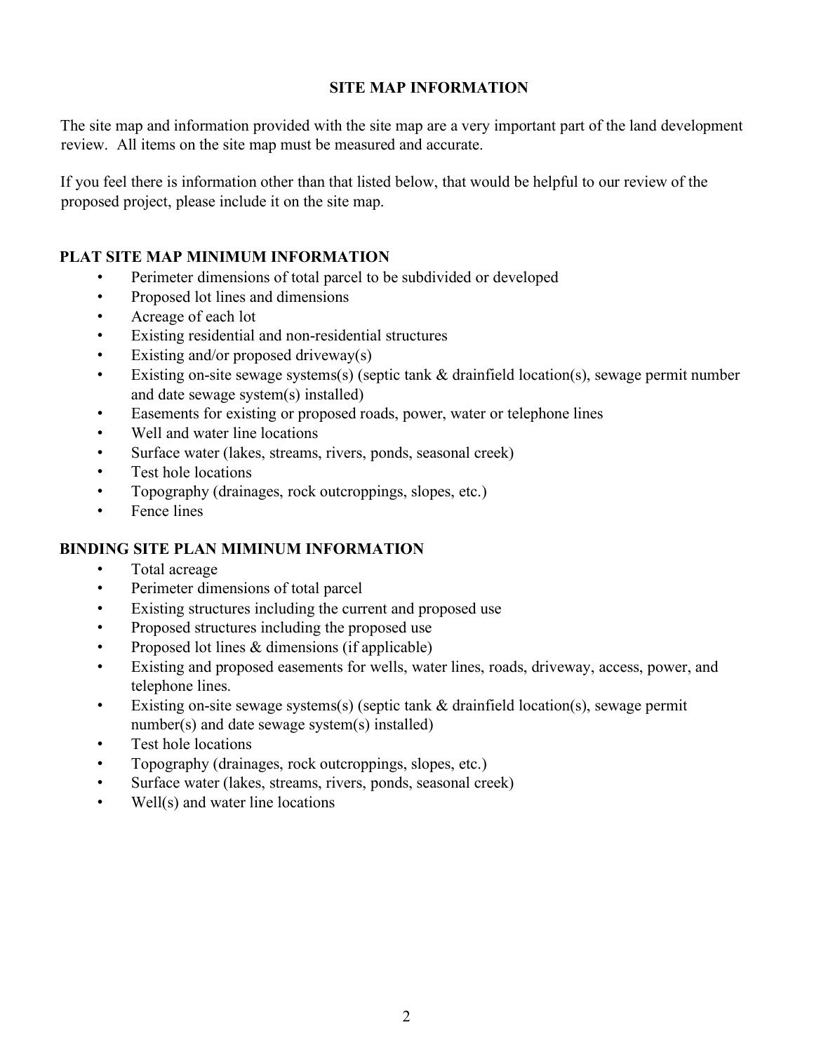## SITE MAP INFORMATION

The site map and information provided with the site map are a very important part of the land development review. All items on the site map must be measured and accurate.

If you feel there is information other than that listed below, that would be helpful to our review of the proposed project, please include it on the site map.

### PLAT SITE MAP MINIMUM INFORMATION

- Perimeter dimensions of total parcel to be subdivided or developed
- Proposed lot lines and dimensions
- Acreage of each lot
- Existing residential and non-residential structures
- Existing and/or proposed driveway(s)
- Existing on-site sewage systems(s) (septic tank & drainfield location(s), sewage permit number and date sewage system(s) installed)
- Easements for existing or proposed roads, power, water or telephone lines
- Well and water line locations
- Surface water (lakes, streams, rivers, ponds, seasonal creek)
- Test hole locations
- Topography (drainages, rock outcroppings, slopes, etc.)
- Fence lines

### BINDING SITE PLAN MIMINUM INFORMATION

- Total acreage
- Perimeter dimensions of total parcel
- Existing structures including the current and proposed use
- Proposed structures including the proposed use
- Proposed lot lines & dimensions (if applicable)
- Existing and proposed easements for wells, water lines, roads, driveway, access, power, and telephone lines.
- Existing on-site sewage systems(s) (septic tank & drainfield location(s), sewage permit number(s) and date sewage system(s) installed)
- Test hole locations
- Topography (drainages, rock outcroppings, slopes, etc.)
- Surface water (lakes, streams, rivers, ponds, seasonal creek)
- Well(s) and water line locations